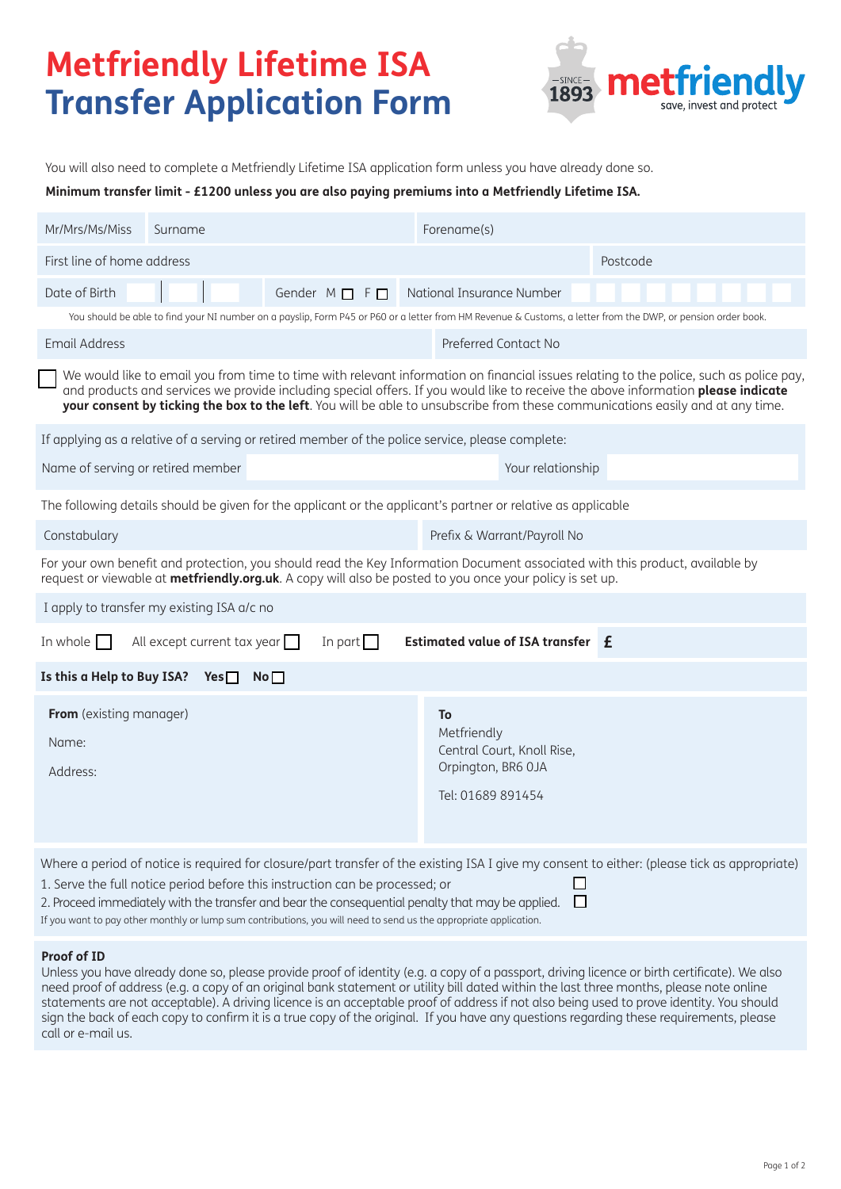# Metfriendly Lifetime ISA Transfer Application Form

metfriendly — SINCE 1893 — save, invest and protect

You will also need to complete a Metfriendly Lifetime ISA application form unless you have already done so.

**Minimum transfer limit - £1200 unless you are also paying premiums into a Metfriendly Lifetime ISA.**

| Mr/Mrs/Ms/Miss | Surname | Forename(s) |
|---|---|---|

| First line of home address | Postcode |
|---|---|

| Date of Birth | Gender M ☐ F ☐ | National Insurance Number |
|---|---|---|

You should be able to find your NI number on a payslip, Form P45 or P60 or a letter from HM Revenue & Customs, a letter from the DWP, or pension order book.

| Email Address | Preferred Contact No |
|---|---|

☐ We would like to email you from time to time with relevant information on financial issues relating to the police, such as police pay, and products and services we provide including special offers. If you would like to receive the above information **please indicate your consent by ticking the box to the left**. You will be able to unsubscribe from these communications easily and at any time.

If applying as a relative of a serving or retired member of the police service, please complete:

| Name of serving or retired member | | Your relationship | |
|---|---|---|---|

The following details should be given for the applicant or the applicant's partner or relative as applicable

| Constabulary | Prefix & Warrant/Payroll No |
|---|---|

For your own benefit and protection, you should read the Key Information Document associated with this product, available by request or viewable at **metfriendly.org.uk**. A copy will also be posted to you once your policy is set up.

I apply to transfer my existing ISA a/c no

In whole ☐ All except current tax year ☐ In part ☐ **Estimated value of ISA transfer £**

**Is this a Help to Buy ISA?** **Yes** ☐ **No** ☐

| **From** (existing manager) | **To** |
|---|---|
| Name: | Metfriendly |
| Address: | Central Court, Knoll Rise, |
| | Orpington, BR6 0JA |
| | Tel: 01689 891454 |

Where a period of notice is required for closure/part transfer of the existing ISA I give my consent to either: (please tick as appropriate)

1. Serve the full notice period before this instruction can be processed; or ☐
2. Proceed immediately with the transfer and bear the consequential penalty that may be applied. ☐

If you want to pay other monthly or lump sum contributions, you will need to send us the appropriate application.

**Proof of ID**

Unless you have already done so, please provide proof of identity (e.g. a copy of a passport, driving licence or birth certificate). We also need proof of address (e.g. a copy of an original bank statement or utility bill dated within the last three months, please note online statements are not acceptable). A driving licence is an acceptable proof of address if not also being used to prove identity. You should sign the back of each copy to confirm it is a true copy of the original. If you have any questions regarding these requirements, please call or e-mail us.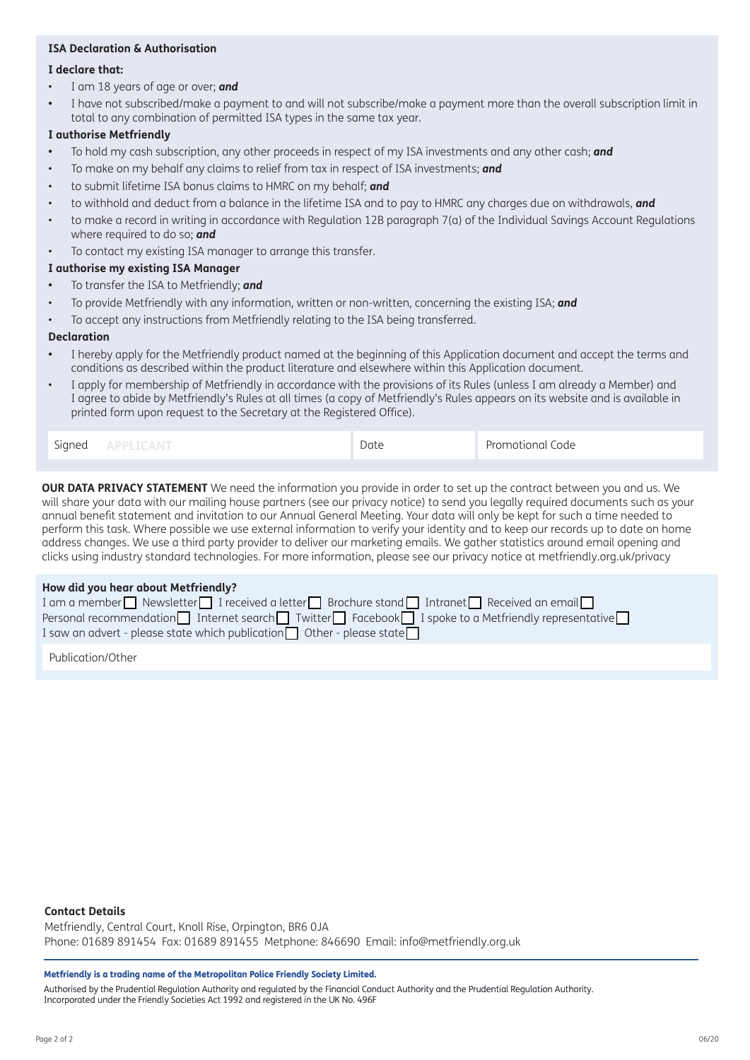### ISA Declaration & Authorisation

**I declare that:**

- I am 18 years of age or over; ***and***
- I have not subscribed/make a payment to and will not subscribe/make a payment more than the overall subscription limit in total to any combination of permitted ISA types in the same tax year.

**I authorise Metfriendly**

- To hold my cash subscription, any other proceeds in respect of my ISA investments and any other cash; ***and***
- To make on my behalf any claims to relief from tax in respect of ISA investments; ***and***
- to submit lifetime ISA bonus claims to HMRC on my behalf; ***and***
- to withhold and deduct from a balance in the lifetime ISA and to pay to HMRC any charges due on withdrawals, ***and***
- to make a record in writing in accordance with Regulation 12B paragraph 7(a) of the Individual Savings Account Regulations where required to do so; ***and***
- To contact my existing ISA manager to arrange this transfer.

**I authorise my existing ISA Manager**

- To transfer the ISA to Metfriendly; ***and***
- To provide Metfriendly with any information, written or non-written, concerning the existing ISA; ***and***
- To accept any instructions from Metfriendly relating to the ISA being transferred.

**Declaration**

- I hereby apply for the Metfriendly product named at the beginning of this Application document and accept the terms and conditions as described within the product literature and elsewhere within this Application document.
- I apply for membership of Metfriendly in accordance with the provisions of its Rules (unless I am already a Member) and I agree to abide by Metfriendly's Rules at all times (a copy of Metfriendly's Rules appears on its website and is available in printed form upon request to the Secretary at the Registered Office).

| Signed APPLICANT | Date | Promotional Code |
|---|---|---|

**OUR DATA PRIVACY STATEMENT** We need the information you provide in order to set up the contract between you and us. We will share your data with our mailing house partners (see our privacy notice) to send you legally required documents such as your annual benefit statement and invitation to our Annual General Meeting. Your data will only be kept for such a time needed to perform this task. Where possible we use external information to verify your identity and to keep our records up to date on home address changes. We use a third party provider to deliver our marketing emails. We gather statistics around email opening and clicks using industry standard technologies. For more information, please see our privacy notice at metfriendly.org.uk/privacy

**How did you hear about Metfriendly?**

I am a member ☐ Newsletter ☐ I received a letter ☐ Brochure stand ☐ Intranet ☐ Received an email ☐
Personal recommendation ☐ Internet search ☐ Twitter ☐ Facebook ☐ I spoke to a Metfriendly representative ☐
I saw an advert - please state which publication ☐ Other - please state ☐

Publication/Other

**Contact Details**

Metfriendly, Central Court, Knoll Rise, Orpington, BR6 0JA
Phone: 01689 891454 Fax: 01689 891455 Metphone: 846690 Email: info@metfriendly.org.uk

**Metfriendly is a trading name of the Metropolitan Police Friendly Society Limited.**

Authorised by the Prudential Regulation Authority and regulated by the Financial Conduct Authority and the Prudential Regulation Authority.
Incorporated under the Friendly Societies Act 1992 and registered in the UK No. 496F

06/20